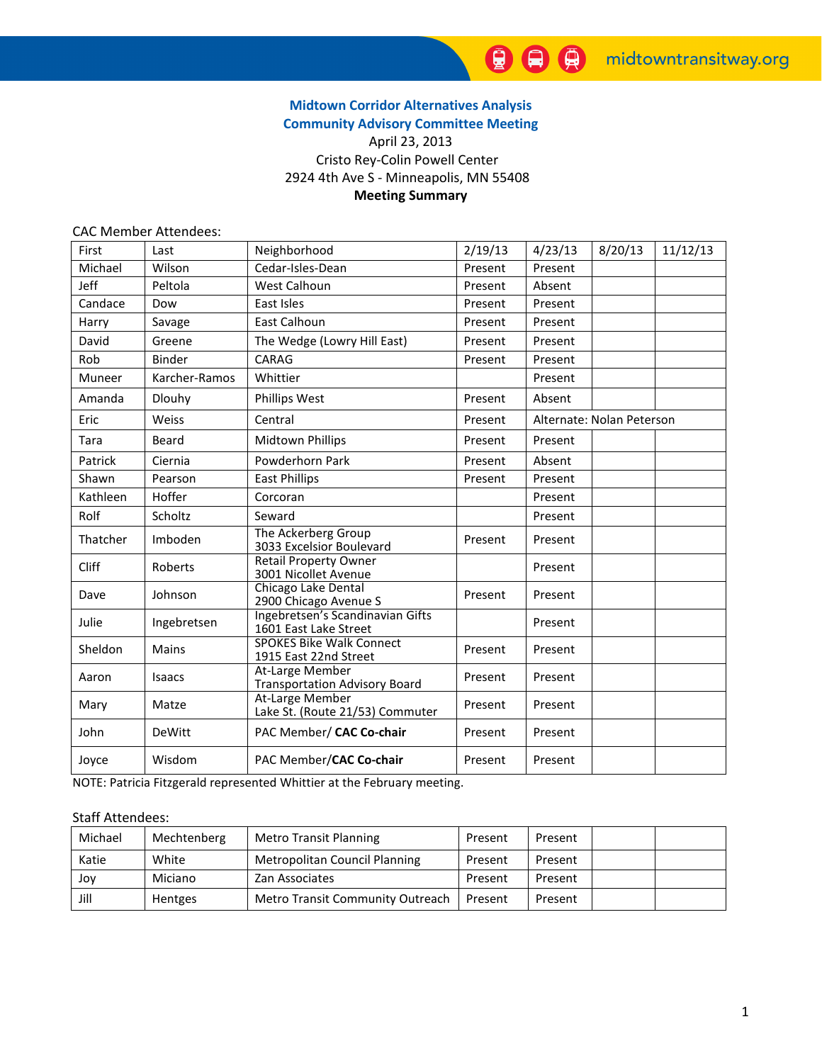# Midtown Corridor Alternatives Analysis
## Community Advisory Committee Meeting

April 23, 2013
Cristo Rey-Colin Powell Center
2924 4th Ave S - Minneapolis, MN 55408
**Meeting Summary**

CAC Member Attendees:

| First | Last | Neighborhood | 2/19/13 | 4/23/13 | 8/20/13 | 11/12/13 |
|---|---|---|---|---|---|---|
| Michael | Wilson | Cedar-Isles-Dean | Present | Present | | |
| Jeff | Peltola | West Calhoun | Present | Absent | | |
| Candace | Dow | East Isles | Present | Present | | |
| Harry | Savage | East Calhoun | Present | Present | | |
| David | Greene | The Wedge (Lowry Hill East) | Present | Present | | |
| Rob | Binder | CARAG | Present | Present | | |
| Muneer | Karcher-Ramos | Whittier | | Present | | |
| Amanda | Dlouhy | Phillips West | Present | Absent | | |
| Eric | Weiss | Central | Present | Alternate: Nolan Peterson | | |
| Tara | Beard | Midtown Phillips | Present | Present | | |
| Patrick | Ciernia | Powderhorn Park | Present | Absent | | |
| Shawn | Pearson | East Phillips | Present | Present | | |
| Kathleen | Hoffer | Corcoran | | Present | | |
| Rolf | Scholtz | Seward | | Present | | |
| Thatcher | Imboden | The Ackerberg Group 3033 Excelsior Boulevard | Present | Present | | |
| Cliff | Roberts | Retail Property Owner 3001 Nicollet Avenue | | Present | | |
| Dave | Johnson | Chicago Lake Dental 2900 Chicago Avenue S | Present | Present | | |
| Julie | Ingebretsen | Ingebretsen's Scandinavian Gifts 1601 East Lake Street | | Present | | |
| Sheldon | Mains | SPOKES Bike Walk Connect 1915 East 22nd Street | Present | Present | | |
| Aaron | Isaacs | At-Large Member Transportation Advisory Board | Present | Present | | |
| Mary | Matze | At-Large Member Lake St. (Route 21/53) Commuter | Present | Present | | |
| John | DeWitt | PAC Member/ **CAC Co-chair** | Present | Present | | |
| Joyce | Wisdom | PAC Member/**CAC Co-chair** | Present | Present | | |

NOTE: Patricia Fitzgerald represented Whittier at the February meeting.

Staff Attendees:

| | | | | | | |
|---|---|---|---|---|---|---|
| Michael | Mechtenberg | Metro Transit Planning | Present | Present | | |
| Katie | White | Metropolitan Council Planning | Present | Present | | |
| Joy | Miciano | Zan Associates | Present | Present | | |
| Jill | Hentges | Metro Transit Community Outreach | Present | Present | | |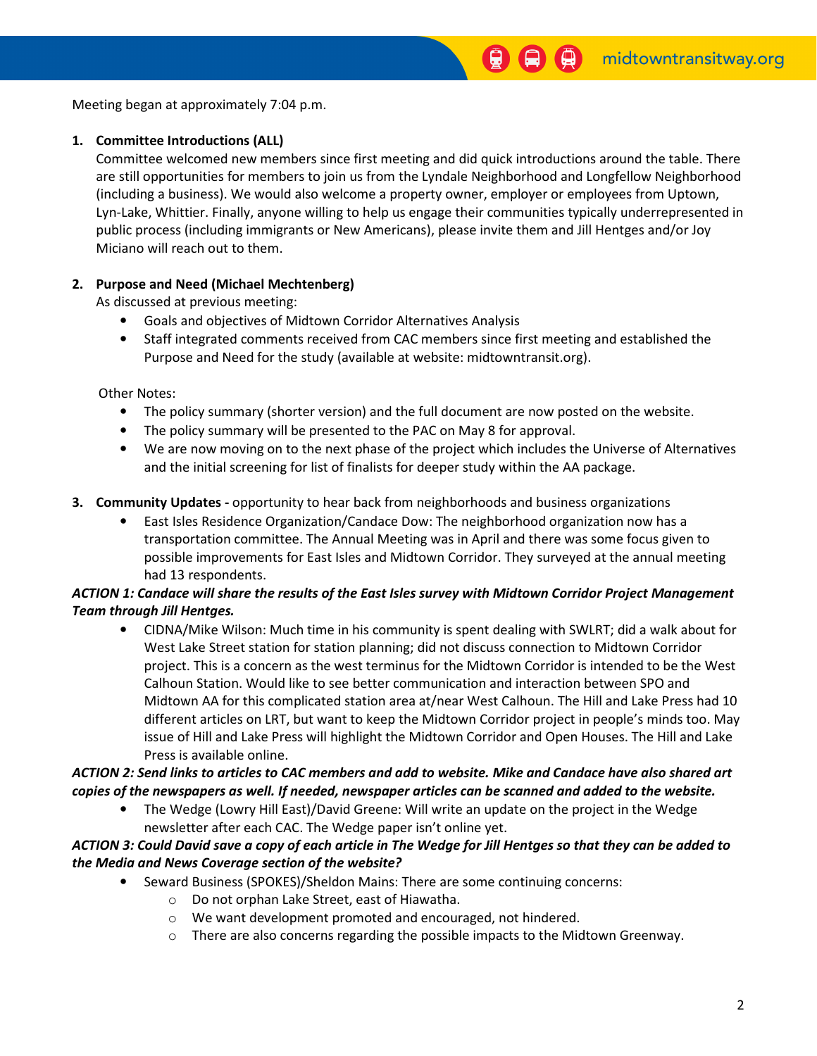Meeting began at approximately 7:04 p.m.

1. **Committee Introductions (ALL)**

   Committee welcomed new members since first meeting and did quick introductions around the table. There are still opportunities for members to join us from the Lyndale Neighborhood and Longfellow Neighborhood (including a business). We would also welcome a property owner, employer or employees from Uptown, Lyn-Lake, Whittier. Finally, anyone willing to help us engage their communities typically underrepresented in public process (including immigrants or New Americans), please invite them and Jill Hentges and/or Joy Miciano will reach out to them.

2. **Purpose and Need (Michael Mechtenberg)**

   As discussed at previous meeting:
   - Goals and objectives of Midtown Corridor Alternatives Analysis
   - Staff integrated comments received from CAC members since first meeting and established the Purpose and Need for the study (available at website: midtowntransit.org).

   Other Notes:
   - The policy summary (shorter version) and the full document are now posted on the website.
   - The policy summary will be presented to the PAC on May 8 for approval.
   - We are now moving on to the next phase of the project which includes the Universe of Alternatives and the initial screening for list of finalists for deeper study within the AA package.

3. **Community Updates -** opportunity to hear back from neighborhoods and business organizations
   - East Isles Residence Organization/Candace Dow: The neighborhood organization now has a transportation committee. The Annual Meeting was in April and there was some focus given to possible improvements for East Isles and Midtown Corridor. They surveyed at the annual meeting had 13 respondents.

***ACTION 1: Candace will share the results of the East Isles survey with Midtown Corridor Project Management Team through Jill Hentges.***

   - CIDNA/Mike Wilson: Much time in his community is spent dealing with SWLRT; did a walk about for West Lake Street station for station planning; did not discuss connection to Midtown Corridor project. This is a concern as the west terminus for the Midtown Corridor is intended to be the West Calhoun Station. Would like to see better communication and interaction between SPO and Midtown AA for this complicated station area at/near West Calhoun. The Hill and Lake Press had 10 different articles on LRT, but want to keep the Midtown Corridor project in people's minds too. May issue of Hill and Lake Press will highlight the Midtown Corridor and Open Houses. The Hill and Lake Press is available online.

***ACTION 2: Send links to articles to CAC members and add to website. Mike and Candace have also shared art copies of the newspapers as well. If needed, newspaper articles can be scanned and added to the website.***

   - The Wedge (Lowry Hill East)/David Greene: Will write an update on the project in the Wedge newsletter after each CAC. The Wedge paper isn't online yet.

***ACTION 3: Could David save a copy of each article in The Wedge for Jill Hentges so that they can be added to the Media and News Coverage section of the website?***

   - Seward Business (SPOKES)/Sheldon Mains: There are some continuing concerns:
     - Do not orphan Lake Street, east of Hiawatha.
     - We want development promoted and encouraged, not hindered.
     - There are also concerns regarding the possible impacts to the Midtown Greenway.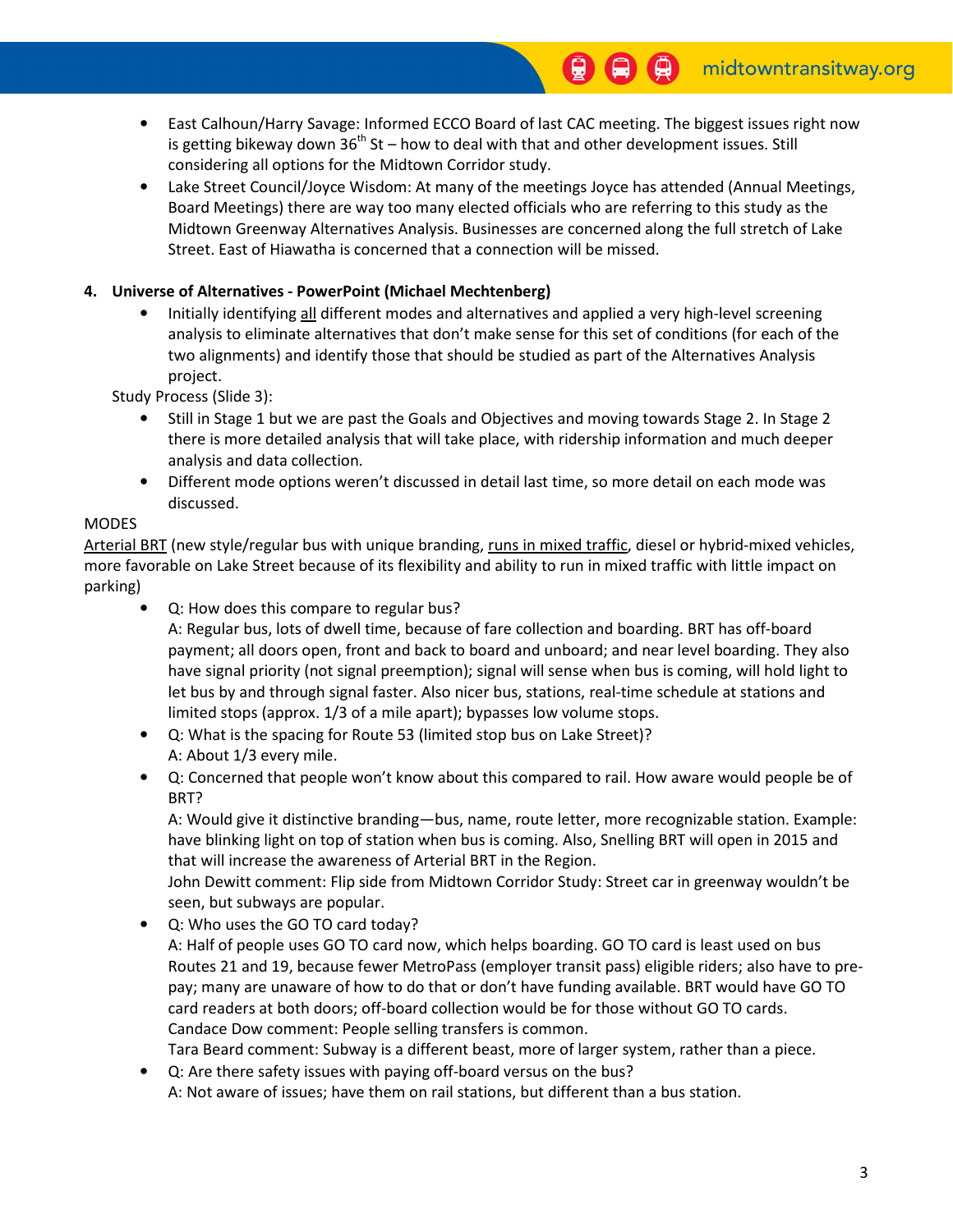- East Calhoun/Harry Savage: Informed ECCO Board of last CAC meeting. The biggest issues right now is getting bikeway down 36th St – how to deal with that and other development issues. Still considering all options for the Midtown Corridor study.
- Lake Street Council/Joyce Wisdom: At many of the meetings Joyce has attended (Annual Meetings, Board Meetings) there are way too many elected officials who are referring to this study as the Midtown Greenway Alternatives Analysis. Businesses are concerned along the full stretch of Lake Street. East of Hiawatha is concerned that a connection will be missed.

**4. Universe of Alternatives - PowerPoint (Michael Mechtenberg)**

- Initially identifying <u>all</u> different modes and alternatives and applied a very high-level screening analysis to eliminate alternatives that don't make sense for this set of conditions (for each of the two alignments) and identify those that should be studied as part of the Alternatives Analysis project.

Study Process (Slide 3):

- Still in Stage 1 but we are past the Goals and Objectives and moving towards Stage 2. In Stage 2 there is more detailed analysis that will take place, with ridership information and much deeper analysis and data collection.
- Different mode options weren't discussed in detail last time, so more detail on each mode was discussed.

MODES

<u>Arterial BRT</u> (new style/regular bus with unique branding, <u>runs in mixed traffic</u>, diesel or hybrid-mixed vehicles, more favorable on Lake Street because of its flexibility and ability to run in mixed traffic with little impact on parking)

- Q: How does this compare to regular bus?
  A: Regular bus, lots of dwell time, because of fare collection and boarding. BRT has off-board payment; all doors open, front and back to board and unboard; and near level boarding. They also have signal priority (not signal preemption); signal will sense when bus is coming, will hold light to let bus by and through signal faster. Also nicer bus, stations, real-time schedule at stations and limited stops (approx. 1/3 of a mile apart); bypasses low volume stops.
- Q: What is the spacing for Route 53 (limited stop bus on Lake Street)?
  A: About 1/3 every mile.
- Q: Concerned that people won't know about this compared to rail. How aware would people be of BRT?
  A: Would give it distinctive branding—bus, name, route letter, more recognizable station. Example: have blinking light on top of station when bus is coming. Also, Snelling BRT will open in 2015 and that will increase the awareness of Arterial BRT in the Region.
  John Dewitt comment: Flip side from Midtown Corridor Study: Street car in greenway wouldn't be seen, but subways are popular.
- Q: Who uses the GO TO card today?
  A: Half of people uses GO TO card now, which helps boarding. GO TO card is least used on bus Routes 21 and 19, because fewer MetroPass (employer transit pass) eligible riders; also have to pre-pay; many are unaware of how to do that or don't have funding available. BRT would have GO TO card readers at both doors; off-board collection would be for those without GO TO cards.
  Candace Dow comment: People selling transfers is common.
  Tara Beard comment: Subway is a different beast, more of larger system, rather than a piece.
- Q: Are there safety issues with paying off-board versus on the bus?
  A: Not aware of issues; have them on rail stations, but different than a bus station.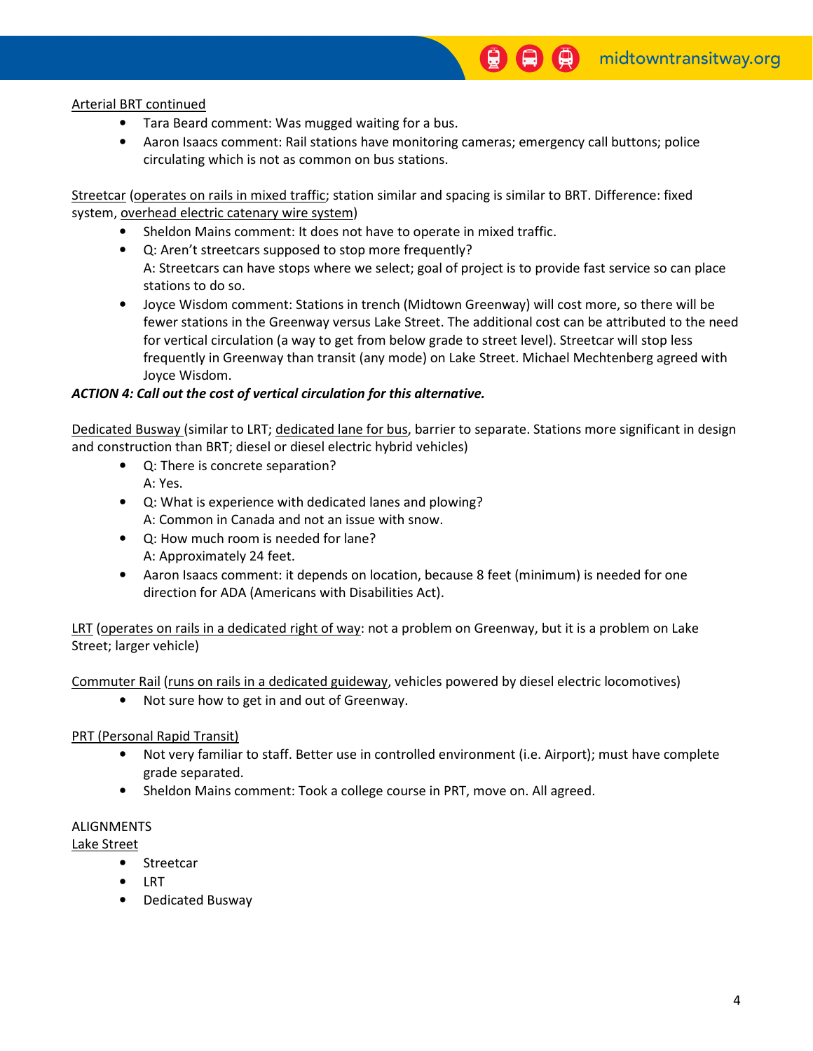Arterial BRT continued

- Tara Beard comment: Was mugged waiting for a bus.
- Aaron Isaacs comment: Rail stations have monitoring cameras; emergency call buttons; police circulating which is not as common on bus stations.

Streetcar (operates on rails in mixed traffic; station similar and spacing is similar to BRT. Difference: fixed system, overhead electric catenary wire system)

- Sheldon Mains comment: It does not have to operate in mixed traffic.
- Q: Aren't streetcars supposed to stop more frequently?
  A: Streetcars can have stops where we select; goal of project is to provide fast service so can place stations to do so.
- Joyce Wisdom comment: Stations in trench (Midtown Greenway) will cost more, so there will be fewer stations in the Greenway versus Lake Street. The additional cost can be attributed to the need for vertical circulation (a way to get from below grade to street level). Streetcar will stop less frequently in Greenway than transit (any mode) on Lake Street. Michael Mechtenberg agreed with Joyce Wisdom.

***ACTION 4: Call out the cost of vertical circulation for this alternative.***

Dedicated Busway (similar to LRT; dedicated lane for bus, barrier to separate. Stations more significant in design and construction than BRT; diesel or diesel electric hybrid vehicles)

- Q: There is concrete separation?
  A: Yes.
- Q: What is experience with dedicated lanes and plowing?
  A: Common in Canada and not an issue with snow.
- Q: How much room is needed for lane?
  A: Approximately 24 feet.
- Aaron Isaacs comment: it depends on location, because 8 feet (minimum) is needed for one direction for ADA (Americans with Disabilities Act).

LRT (operates on rails in a dedicated right of way: not a problem on Greenway, but it is a problem on Lake Street; larger vehicle)

Commuter Rail (runs on rails in a dedicated guideway, vehicles powered by diesel electric locomotives)

- Not sure how to get in and out of Greenway.

PRT (Personal Rapid Transit)

- Not very familiar to staff. Better use in controlled environment (i.e. Airport); must have complete grade separated.
- Sheldon Mains comment: Took a college course in PRT, move on. All agreed.

ALIGNMENTS

Lake Street

- Streetcar
- LRT
- Dedicated Busway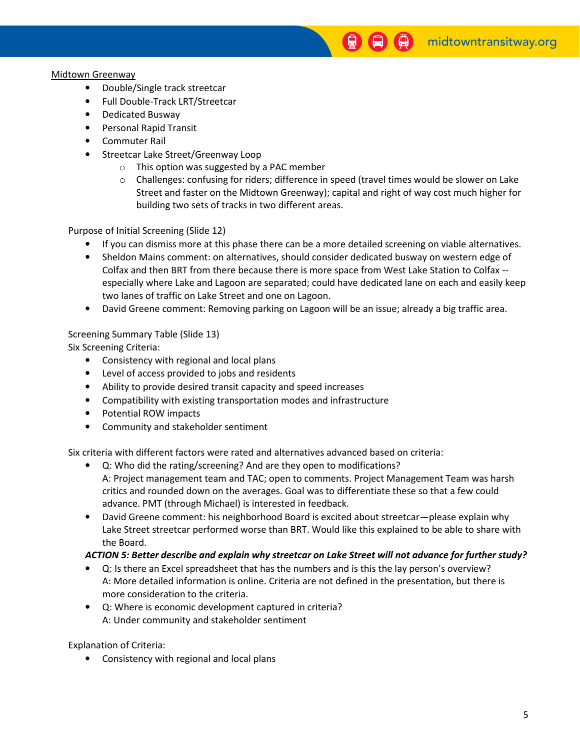Midtown Greenway

- Double/Single track streetcar
- Full Double-Track LRT/Streetcar
- Dedicated Busway
- Personal Rapid Transit
- Commuter Rail
- Streetcar Lake Street/Greenway Loop
    - This option was suggested by a PAC member
    - Challenges: confusing for riders; difference in speed (travel times would be slower on Lake Street and faster on the Midtown Greenway); capital and right of way cost much higher for building two sets of tracks in two different areas.

Purpose of Initial Screening (Slide 12)

- If you can dismiss more at this phase there can be a more detailed screening on viable alternatives.
- Sheldon Mains comment: on alternatives, should consider dedicated busway on western edge of Colfax and then BRT from there because there is more space from West Lake Station to Colfax -- especially where Lake and Lagoon are separated; could have dedicated lane on each and easily keep two lanes of traffic on Lake Street and one on Lagoon.
- David Greene comment: Removing parking on Lagoon will be an issue; already a big traffic area.

Screening Summary Table (Slide 13)

Six Screening Criteria:

- Consistency with regional and local plans
- Level of access provided to jobs and residents
- Ability to provide desired transit capacity and speed increases
- Compatibility with existing transportation modes and infrastructure
- Potential ROW impacts
- Community and stakeholder sentiment

Six criteria with different factors were rated and alternatives advanced based on criteria:

- Q: Who did the rating/screening? And are they open to modifications?
  A: Project management team and TAC; open to comments. Project Management Team was harsh critics and rounded down on the averages. Goal was to differentiate these so that a few could advance. PMT (through Michael) is interested in feedback.
- David Greene comment: his neighborhood Board is excited about streetcar—please explain why Lake Street streetcar performed worse than BRT. Would like this explained to be able to share with the Board.

***ACTION 5: Better describe and explain why streetcar on Lake Street will not advance for further study?***

- Q: Is there an Excel spreadsheet that has the numbers and is this the lay person's overview?
  A: More detailed information is online. Criteria are not defined in the presentation, but there is more consideration to the criteria.
- Q: Where is economic development captured in criteria?
  A: Under community and stakeholder sentiment

Explanation of Criteria:

- Consistency with regional and local plans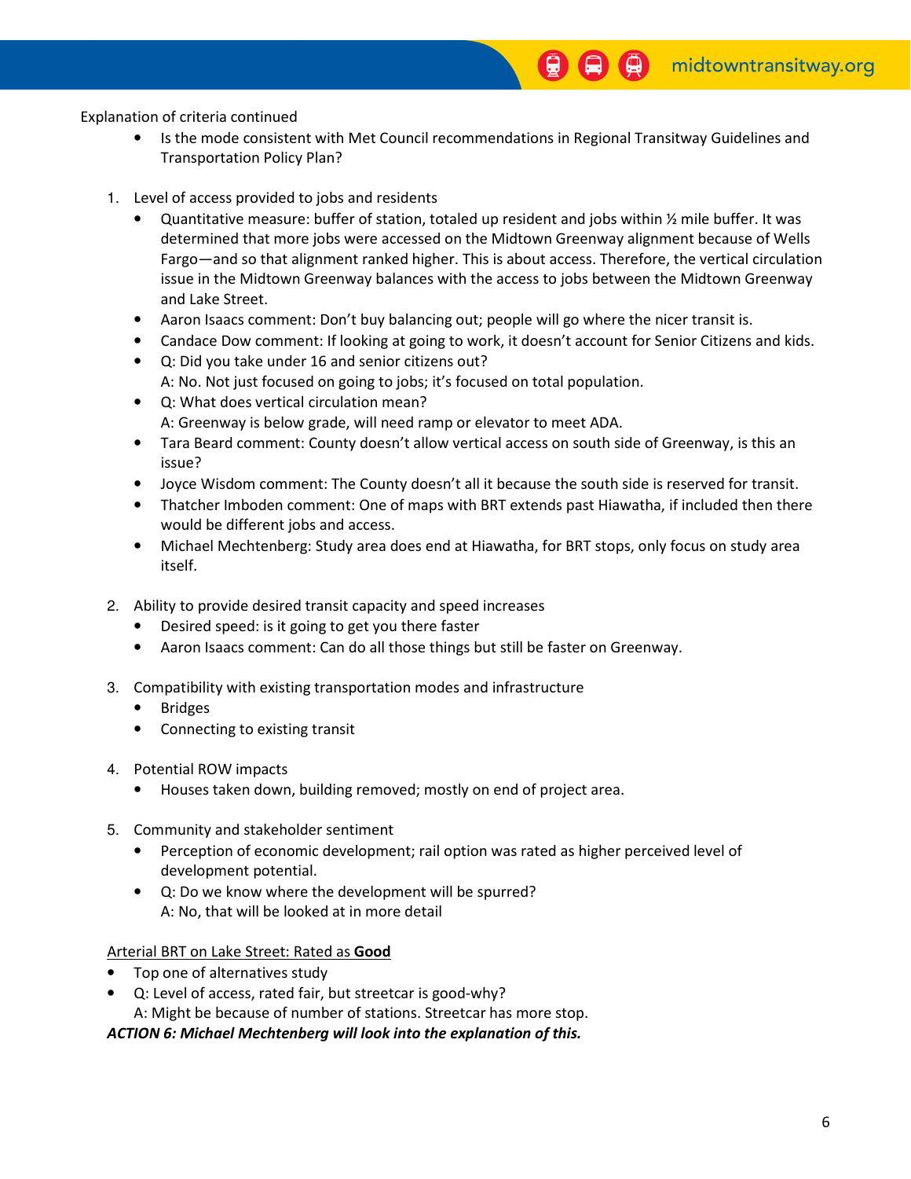Explanation of criteria continued

- Is the mode consistent with Met Council recommendations in Regional Transitway Guidelines and Transportation Policy Plan?

1. Level of access provided to jobs and residents
   - Quantitative measure: buffer of station, totaled up resident and jobs within ½ mile buffer. It was determined that more jobs were accessed on the Midtown Greenway alignment because of Wells Fargo—and so that alignment ranked higher. This is about access. Therefore, the vertical circulation issue in the Midtown Greenway balances with the access to jobs between the Midtown Greenway and Lake Street.
   - Aaron Isaacs comment: Don't buy balancing out; people will go where the nicer transit is.
   - Candace Dow comment: If looking at going to work, it doesn't account for Senior Citizens and kids.
   - Q: Did you take under 16 and senior citizens out?
     A: No. Not just focused on going to jobs; it's focused on total population.
   - Q: What does vertical circulation mean?
     A: Greenway is below grade, will need ramp or elevator to meet ADA.
   - Tara Beard comment: County doesn't allow vertical access on south side of Greenway, is this an issue?
   - Joyce Wisdom comment: The County doesn't all it because the south side is reserved for transit.
   - Thatcher Imboden comment: One of maps with BRT extends past Hiawatha, if included then there would be different jobs and access.
   - Michael Mechtenberg: Study area does end at Hiawatha, for BRT stops, only focus on study area itself.

2. Ability to provide desired transit capacity and speed increases
   - Desired speed: is it going to get you there faster
   - Aaron Isaacs comment: Can do all those things but still be faster on Greenway.

3. Compatibility with existing transportation modes and infrastructure
   - Bridges
   - Connecting to existing transit

4. Potential ROW impacts
   - Houses taken down, building removed; mostly on end of project area.

5. Community and stakeholder sentiment
   - Perception of economic development; rail option was rated as higher perceived level of development potential.
   - Q: Do we know where the development will be spurred?
     A: No, that will be looked at in more detail

<u>Arterial BRT on Lake Street: Rated as **Good**</u>

- Top one of alternatives study
- Q: Level of access, rated fair, but streetcar is good-why?
  A: Might be because of number of stations. Streetcar has more stop.

***ACTION 6: Michael Mechtenberg will look into the explanation of this.***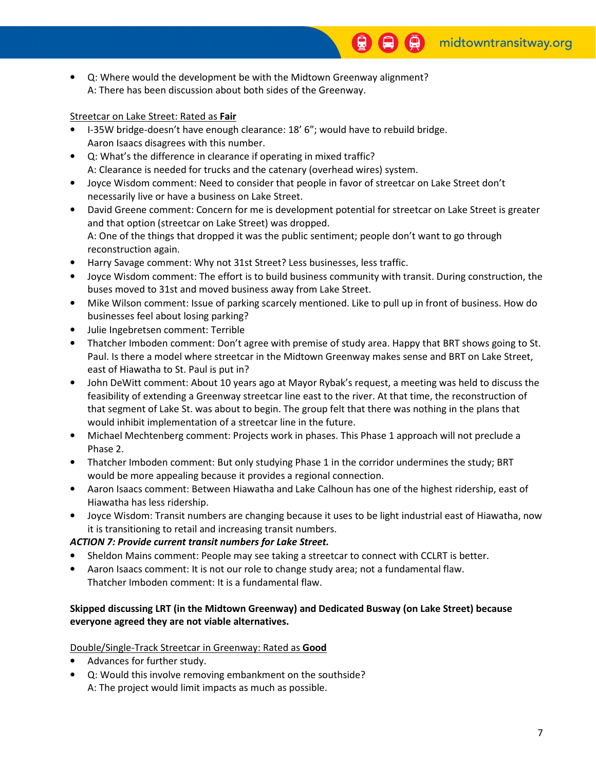- Q: Where would the development be with the Midtown Greenway alignment?
  A: There has been discussion about both sides of the Greenway.

<u>Streetcar on Lake Street: Rated as **Fair**</u>

- I-35W bridge-doesn't have enough clearance: 18' 6"; would have to rebuild bridge.
  Aaron Isaacs disagrees with this number.
- Q: What's the difference in clearance if operating in mixed traffic?
  A: Clearance is needed for trucks and the catenary (overhead wires) system.
- Joyce Wisdom comment: Need to consider that people in favor of streetcar on Lake Street don't necessarily live or have a business on Lake Street.
- David Greene comment: Concern for me is development potential for streetcar on Lake Street is greater and that option (streetcar on Lake Street) was dropped.
  A: One of the things that dropped it was the public sentiment; people don't want to go through reconstruction again.
- Harry Savage comment: Why not 31st Street? Less businesses, less traffic.
- Joyce Wisdom comment: The effort is to build business community with transit. During construction, the buses moved to 31st and moved business away from Lake Street.
- Mike Wilson comment: Issue of parking scarcely mentioned. Like to pull up in front of business. How do businesses feel about losing parking?
- Julie Ingebretsen comment: Terrible
- Thatcher Imboden comment: Don't agree with premise of study area. Happy that BRT shows going to St. Paul. Is there a model where streetcar in the Midtown Greenway makes sense and BRT on Lake Street, east of Hiawatha to St. Paul is put in?
- John DeWitt comment: About 10 years ago at Mayor Rybak's request, a meeting was held to discuss the feasibility of extending a Greenway streetcar line east to the river. At that time, the reconstruction of that segment of Lake St. was about to begin. The group felt that there was nothing in the plans that would inhibit implementation of a streetcar line in the future.
- Michael Mechtenberg comment: Projects work in phases. This Phase 1 approach will not preclude a Phase 2.
- Thatcher Imboden comment: But only studying Phase 1 in the corridor undermines the study; BRT would be more appealing because it provides a regional connection.
- Aaron Isaacs comment: Between Hiawatha and Lake Calhoun has one of the highest ridership, east of Hiawatha has less ridership.
- Joyce Wisdom: Transit numbers are changing because it uses to be light industrial east of Hiawatha, now it is transitioning to retail and increasing transit numbers.

***ACTION 7: Provide current transit numbers for Lake Street.***

- Sheldon Mains comment: People may see taking a streetcar to connect with CCLRT is better.
- Aaron Isaacs comment: It is not our role to change study area; not a fundamental flaw.
  Thatcher Imboden comment: It is a fundamental flaw.

**Skipped discussing LRT (in the Midtown Greenway) and Dedicated Busway (on Lake Street) because everyone agreed they are not viable alternatives.**

<u>Double/Single-Track Streetcar in Greenway: Rated as **Good**</u>

- Advances for further study.
- Q: Would this involve removing embankment on the southside?
  A: The project would limit impacts as much as possible.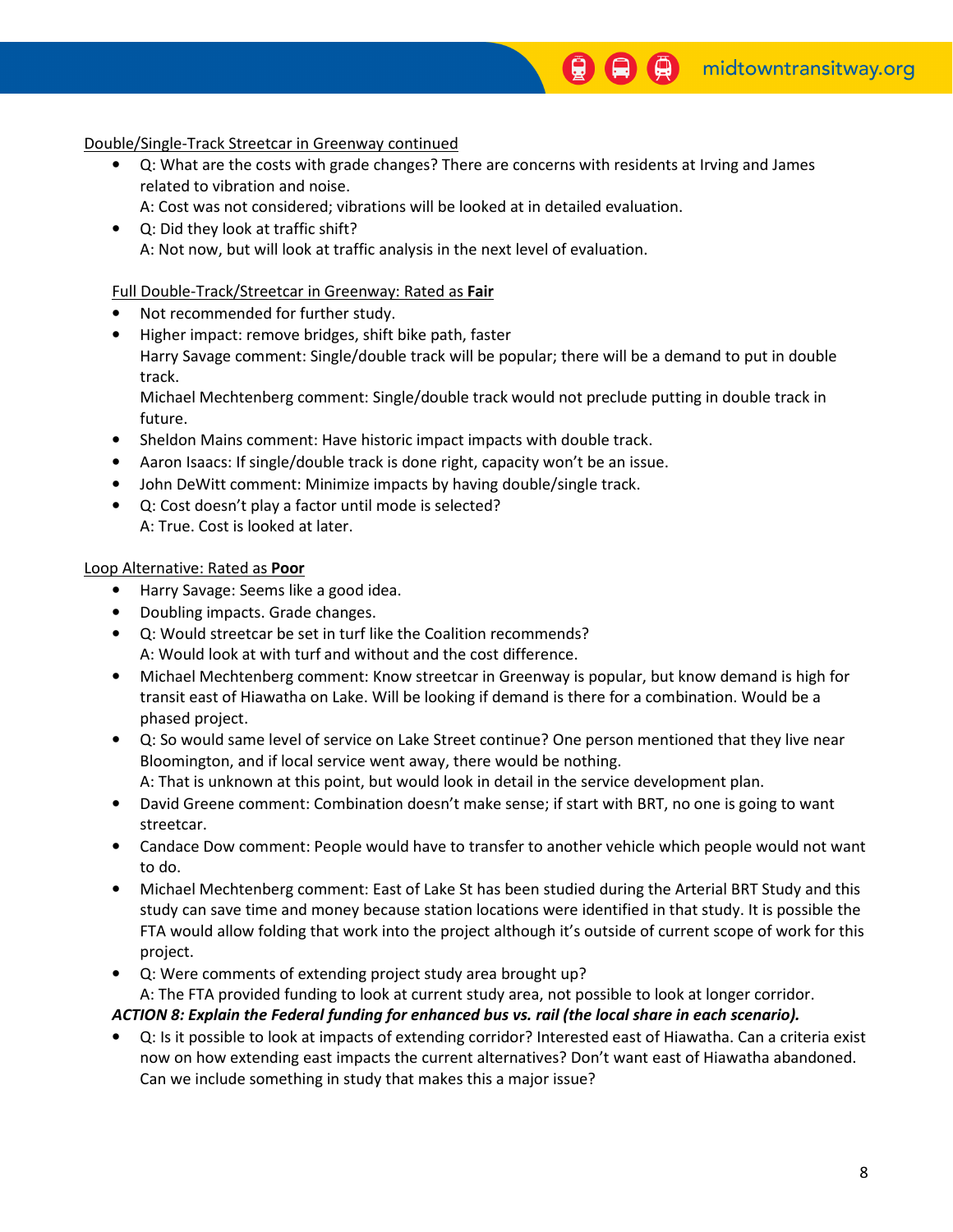Double/Single-Track Streetcar in Greenway continued

- Q: What are the costs with grade changes? There are concerns with residents at Irving and James related to vibration and noise.
  A: Cost was not considered; vibrations will be looked at in detailed evaluation.
- Q: Did they look at traffic shift?
  A: Not now, but will look at traffic analysis in the next level of evaluation.

Full Double-Track/Streetcar in Greenway: Rated as **Fair**

- Not recommended for further study.
- Higher impact: remove bridges, shift bike path, faster
  Harry Savage comment: Single/double track will be popular; there will be a demand to put in double track.
  Michael Mechtenberg comment: Single/double track would not preclude putting in double track in future.
- Sheldon Mains comment: Have historic impact impacts with double track.
- Aaron Isaacs: If single/double track is done right, capacity won't be an issue.
- John DeWitt comment: Minimize impacts by having double/single track.
- Q: Cost doesn't play a factor until mode is selected?
  A: True. Cost is looked at later.

Loop Alternative: Rated as **Poor**

- Harry Savage: Seems like a good idea.
- Doubling impacts. Grade changes.
- Q: Would streetcar be set in turf like the Coalition recommends?
  A: Would look at with turf and without and the cost difference.
- Michael Mechtenberg comment: Know streetcar in Greenway is popular, but know demand is high for transit east of Hiawatha on Lake. Will be looking if demand is there for a combination. Would be a phased project.
- Q: So would same level of service on Lake Street continue? One person mentioned that they live near Bloomington, and if local service went away, there would be nothing.
  A: That is unknown at this point, but would look in detail in the service development plan.
- David Greene comment: Combination doesn't make sense; if start with BRT, no one is going to want streetcar.
- Candace Dow comment: People would have to transfer to another vehicle which people would not want to do.
- Michael Mechtenberg comment: East of Lake St has been studied during the Arterial BRT Study and this study can save time and money because station locations were identified in that study. It is possible the FTA would allow folding that work into the project although it's outside of current scope of work for this project.
- Q: Were comments of extending project study area brought up?
  A: The FTA provided funding to look at current study area, not possible to look at longer corridor.

***ACTION 8: Explain the Federal funding for enhanced bus vs. rail (the local share in each scenario).***

- Q: Is it possible to look at impacts of extending corridor? Interested east of Hiawatha. Can a criteria exist now on how extending east impacts the current alternatives? Don't want east of Hiawatha abandoned. Can we include something in study that makes this a major issue?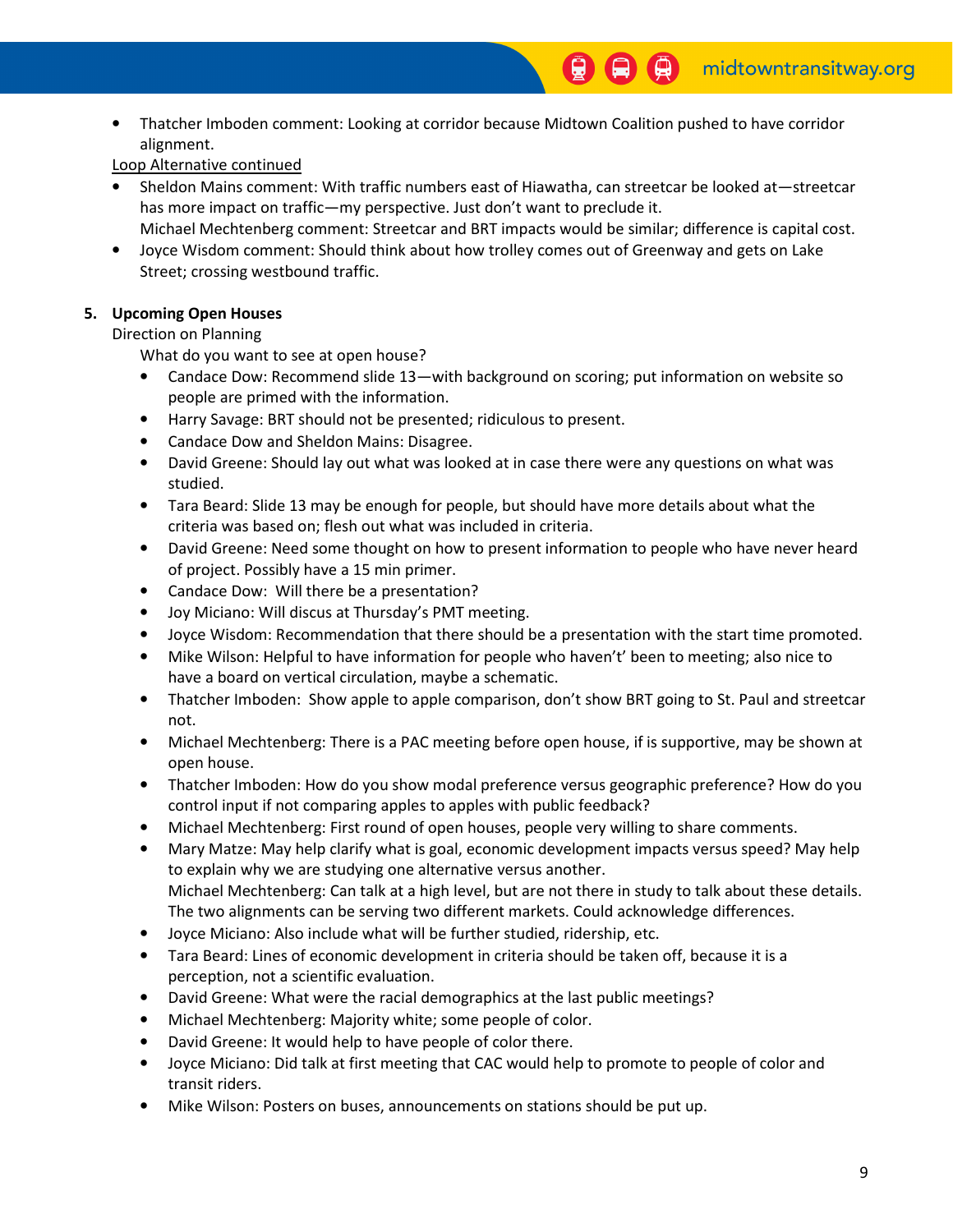- Thatcher Imboden comment: Looking at corridor because Midtown Coalition pushed to have corridor alignment.

Loop Alternative continued

- Sheldon Mains comment: With traffic numbers east of Hiawatha, can streetcar be looked at—streetcar has more impact on traffic—my perspective. Just don't want to preclude it.
  Michael Mechtenberg comment: Streetcar and BRT impacts would be similar; difference is capital cost.
- Joyce Wisdom comment: Should think about how trolley comes out of Greenway and gets on Lake Street; crossing westbound traffic.

**5. Upcoming Open Houses**

Direction on Planning

What do you want to see at open house?

- Candace Dow: Recommend slide 13—with background on scoring; put information on website so people are primed with the information.
- Harry Savage: BRT should not be presented; ridiculous to present.
- Candace Dow and Sheldon Mains: Disagree.
- David Greene: Should lay out what was looked at in case there were any questions on what was studied.
- Tara Beard: Slide 13 may be enough for people, but should have more details about what the criteria was based on; flesh out what was included in criteria.
- David Greene: Need some thought on how to present information to people who have never heard of project. Possibly have a 15 min primer.
- Candace Dow: Will there be a presentation?
- Joy Miciano: Will discus at Thursday's PMT meeting.
- Joyce Wisdom: Recommendation that there should be a presentation with the start time promoted.
- Mike Wilson: Helpful to have information for people who haven't' been to meeting; also nice to have a board on vertical circulation, maybe a schematic.
- Thatcher Imboden: Show apple to apple comparison, don't show BRT going to St. Paul and streetcar not.
- Michael Mechtenberg: There is a PAC meeting before open house, if is supportive, may be shown at open house.
- Thatcher Imboden: How do you show modal preference versus geographic preference? How do you control input if not comparing apples to apples with public feedback?
- Michael Mechtenberg: First round of open houses, people very willing to share comments.
- Mary Matze: May help clarify what is goal, economic development impacts versus speed? May help to explain why we are studying one alternative versus another.
  Michael Mechtenberg: Can talk at a high level, but are not there in study to talk about these details. The two alignments can be serving two different markets. Could acknowledge differences.
- Joyce Miciano: Also include what will be further studied, ridership, etc.
- Tara Beard: Lines of economic development in criteria should be taken off, because it is a perception, not a scientific evaluation.
- David Greene: What were the racial demographics at the last public meetings?
- Michael Mechtenberg: Majority white; some people of color.
- David Greene: It would help to have people of color there.
- Joyce Miciano: Did talk at first meeting that CAC would help to promote to people of color and transit riders.
- Mike Wilson: Posters on buses, announcements on stations should be put up.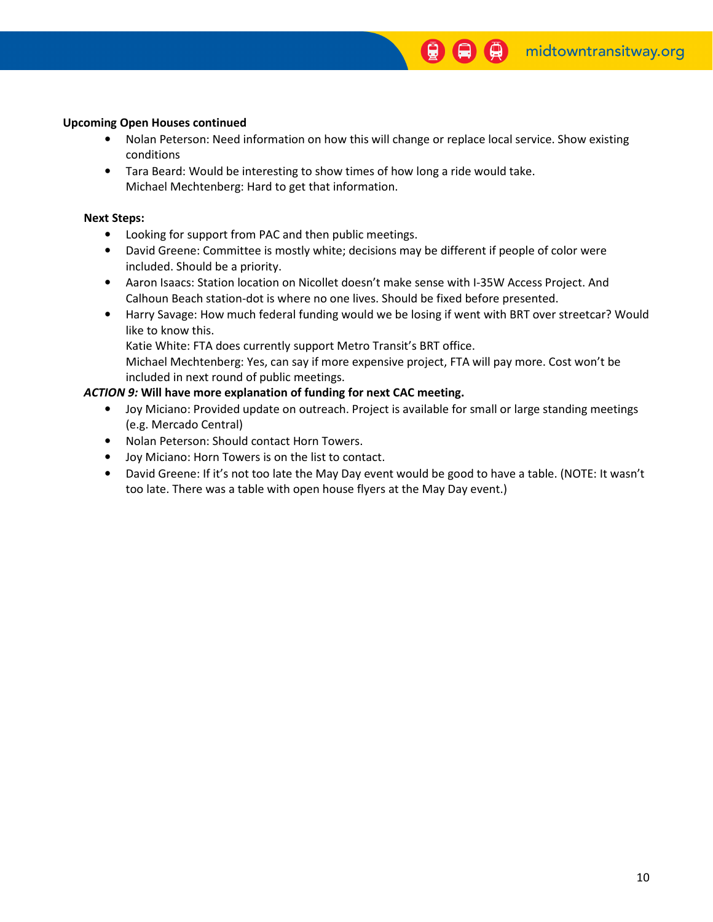**Upcoming Open Houses continued**

- Nolan Peterson: Need information on how this will change or replace local service. Show existing conditions
- Tara Beard: Would be interesting to show times of how long a ride would take.
  Michael Mechtenberg: Hard to get that information.

**Next Steps:**

- Looking for support from PAC and then public meetings.
- David Greene: Committee is mostly white; decisions may be different if people of color were included. Should be a priority.
- Aaron Isaacs: Station location on Nicollet doesn't make sense with I-35W Access Project. And Calhoun Beach station-dot is where no one lives. Should be fixed before presented.
- Harry Savage: How much federal funding would we be losing if went with BRT over streetcar? Would like to know this.
  Katie White: FTA does currently support Metro Transit's BRT office.
  Michael Mechtenberg: Yes, can say if more expensive project, FTA will pay more. Cost won't be included in next round of public meetings.

***ACTION 9:*** **Will have more explanation of funding for next CAC meeting.**

- Joy Miciano: Provided update on outreach. Project is available for small or large standing meetings (e.g. Mercado Central)
- Nolan Peterson: Should contact Horn Towers.
- Joy Miciano: Horn Towers is on the list to contact.
- David Greene: If it's not too late the May Day event would be good to have a table. (NOTE: It wasn't too late. There was a table with open house flyers at the May Day event.)